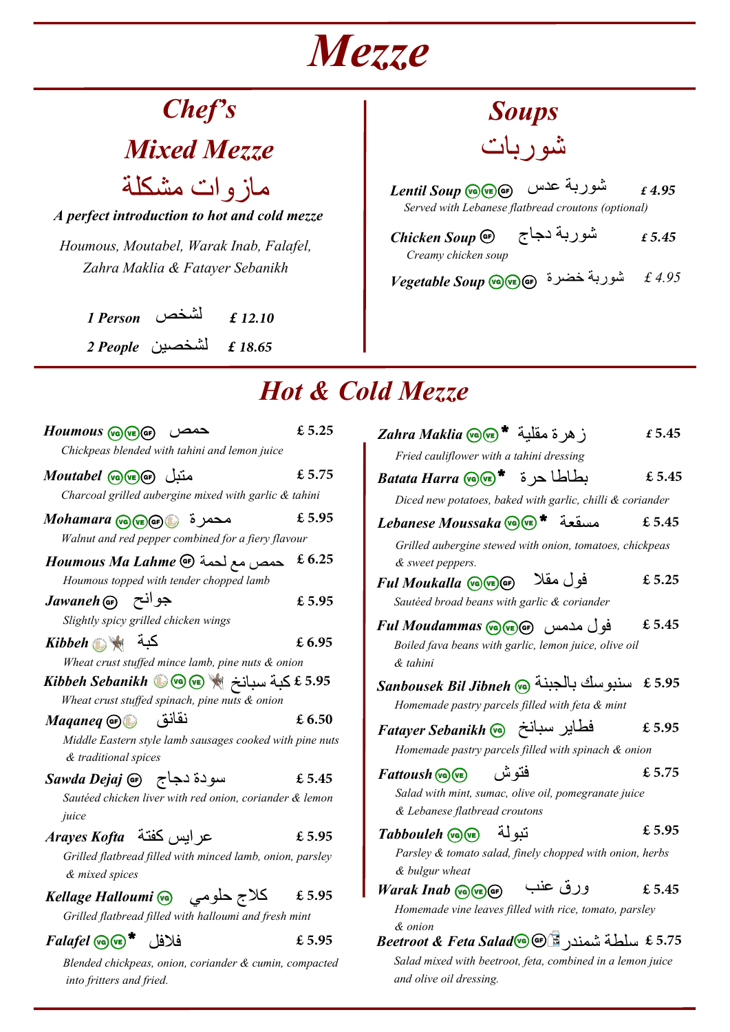# Mezze

## Chef's Mixed Mezze

## مازوات مشكلة

*A perfect introduction to hot and cold mezze*

*Houmous, Moutabel, Warak Inab, Falafel, Zahra Maklia & Fatayer Sebanikh*

***1 Person*** لشخص ***£ 12.10***

***2 People*** لشخصين ***£ 18.65***

## Soups

## شوربات

***Lentil Soup*** (VG)(VE)(GF) شوربة عدس ***£ 4.95***
*Served with Lebanese flatbread croutons (optional)*

***Chicken Soup*** (GF) شوربة دجاج ***£ 5.45***
*Creamy chicken soup*

***Vegetable Soup*** (VG)(VE)(GF) شوربة خضرة *£ 4.95*

## Hot & Cold Mezze

***Houmous*** (VG)(VE)(GF) حمص **£ 5.25**
*Chickpeas blended with tahini and lemon juice*

***Moutabel*** (VG)(VE)(GF) متبل **£ 5.75**
*Charcoal grilled aubergine mixed with garlic & tahini*

***Mohamara*** (VG)(VE)(GF) محمرة **£ 5.95**
*Walnut and red pepper combined for a fiery flavour*

***Houmous Ma Lahme*** (GF) حمص مع لحمة **£ 6.25**
*Houmous topped with tender chopped lamb*

***Jawaneh*** (GF) جوانح **£ 5.95**
*Slightly spicy grilled chicken wings*

***Kibbeh*** كبة **£ 6.95**
*Wheat crust stuffed mince lamb, pine nuts & onion*

***Kibbeh Sebanikh*** (VG)(VE) كبة سبانخ **£ 5.95**
*Wheat crust stuffed spinach, pine nuts & onion*

***Maqaneq*** (GF) نقانق **£ 6.50**
*Middle Eastern style lamb sausages cooked with pine nuts & traditional spices*

***Sawda Dejaj*** (GF) سودة دجاج **£ 5.45**
*Sautéed chicken liver with red onion, coriander & lemon juice*

***Arayes Kofta*** عرايس كفتة **£ 5.95**
*Grilled flatbread filled with minced lamb, onion, parsley & mixed spices*

***Kellage Halloumi*** (VG) كلاج حلومي **£ 5.95**
*Grilled flatbread filled with halloumi and fresh mint*

***Falafel*** (VG)(VE)* فلافل **£ 5.95**
*Blended chickpeas, onion, coriander & cumin, compacted into fritters and fried.*

***Zahra Maklia*** (VG)(VE)* زهرة مقلية **£ 5.45**
*Fried cauliflower with a tahini dressing*

***Batata Harra*** (VG)(VE)* بطاطا حرة **£ 5.45**
*Diced new potatoes, baked with garlic, chilli & coriander*

***Lebanese Moussaka*** (VG)(VE)* مسقعة **£ 5.45**
*Grilled aubergine stewed with onion, tomatoes, chickpeas & sweet peppers.*

***Ful Moukalla*** (VG)(VE)(GF) فول مقلا **£ 5.25**
*Sautéed broad beans with garlic & coriander*

***Ful Moudammas*** (VG)(VE)(GF) فول مدمس **£ 5.45**
*Boiled fava beans with garlic, lemon juice, olive oil & tahini*

***Sanbousek Bil Jibneh*** (VG) سنبوسك بالجبنة **£ 5.95**
*Homemade pastry parcels filled with feta & mint*

***Fatayer Sebanikh*** (VG) فطاير سبانخ **£ 5.95**
*Homemade pastry parcels filled with spinach & onion*

***Fattoush*** (VG)(VE) فتوش **£ 5.75**
*Salad with mint, sumac, olive oil, pomegranate juice & Lebanese flatbread croutons*

***Tabbouleh*** (VG)(VE) تبولة **£ 5.95**
*Parsley & tomato salad, finely chopped with onion, herbs & bulgur wheat*

***Warak Inab*** (VG)(VE)(GF) ورق عنب **£ 5.45**
*Homemade vine leaves filled with rice, tomato, parsley & onion*

***Beetroot & Feta Salad*** (VG)(GF) سلطة شمندر **£ 5.75**
*Salad mixed with beetroot, feta, combined in a lemon juice and olive oil dressing.*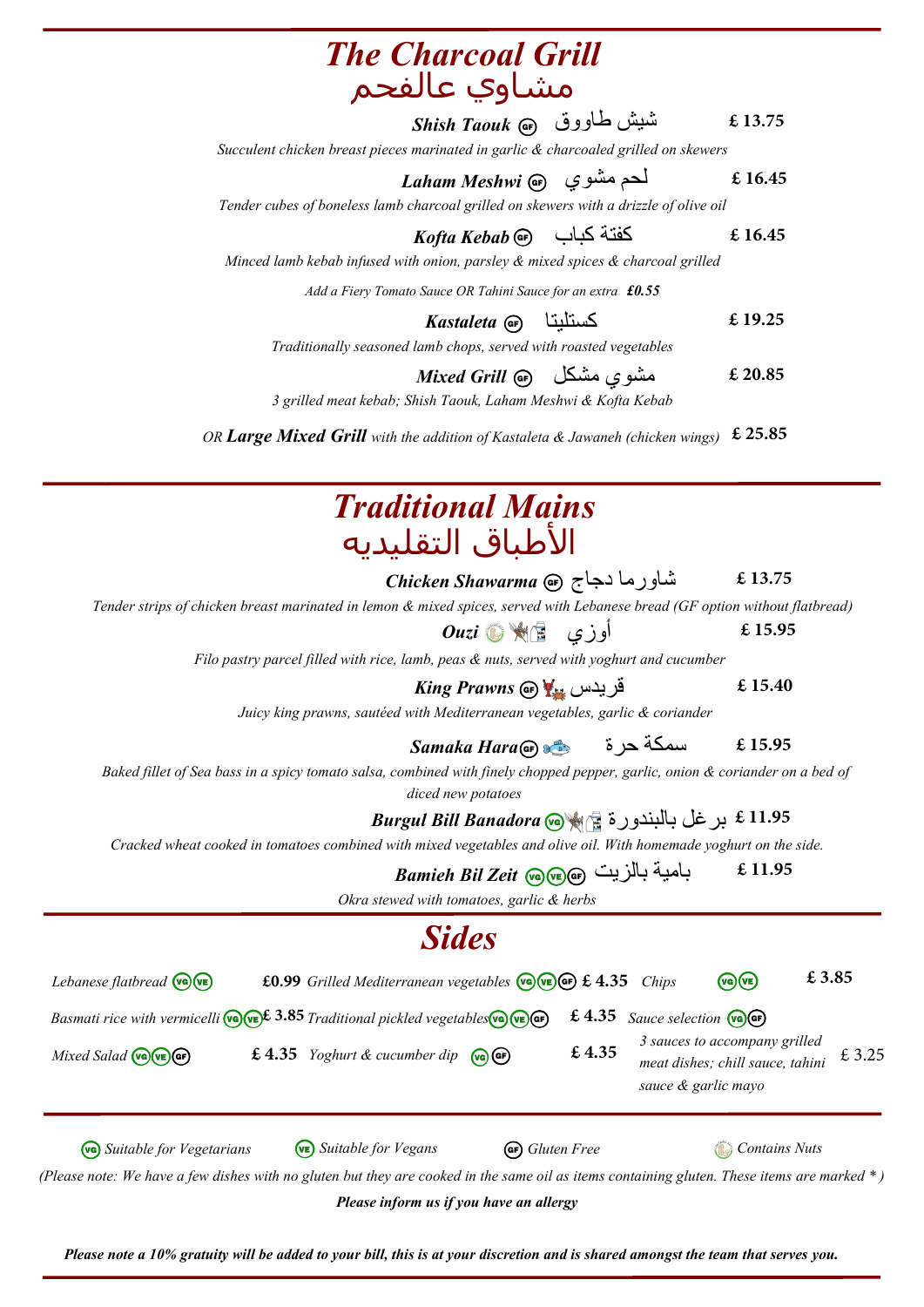# *The Charcoal Grill*
# مشاوي عالفحم

***Shish Taouk*** (GF) شيش طاووق **£ 13.75**

*Succulent chicken breast pieces marinated in garlic & charcoaled grilled on skewers*

***Laham Meshwi*** (GF) لحم مشوي **£ 16.45**

*Tender cubes of boneless lamb charcoal grilled on skewers with a drizzle of olive oil*

***Kofta Kebab*** (GF) كفتة كباب **£ 16.45**

*Minced lamb kebab infused with onion, parsley & mixed spices & charcoal grilled*

*Add a Fiery Tomato Sauce OR Tahini Sauce for an extra* ***£0.55***

***Kastaleta*** (GF) كستليتا **£ 19.25**

*Traditionally seasoned lamb chops, served with roasted vegetables*

***Mixed Grill*** (GF) مشوي مشكل **£ 20.85**

*3 grilled meat kebab; Shish Taouk, Laham Meshwi & Kofta Kebab*

*OR* ***Large Mixed Grill*** *with the addition of Kastaleta & Jawaneh (chicken wings)* **£ 25.85**

# *Traditional Mains*
# الأطباق التقليديه

***Chicken Shawarma*** (GF) شاورما دجاج **£ 13.75**

*Tender strips of chicken breast marinated in lemon & mixed spices, served with Lebanese bread (GF option without flatbread)*

***Ouzi*** أوزي **£ 15.95**

*Filo pastry parcel filled with rice, lamb, peas & nuts, served with yoghurt and cucumber*

***King Prawns*** (GF) قريدس **£ 15.40**

*Juicy king prawns, sautéed with Mediterranean vegetables, garlic & coriander*

***Samaka Hara*** (GF) سمكة حرة **£ 15.95**

*Baked fillet of Sea bass in a spicy tomato salsa, combined with finely chopped pepper, garlic, onion & coriander on a bed of diced new potatoes*

***Burgul Bill Banadora*** (VG) برغل بالبندورة **£ 11.95**

*Cracked wheat cooked in tomatoes combined with mixed vegetables and olive oil. With homemade yoghurt on the side.*

***Bamieh Bil Zeit*** (VG) (VE) (GF) بامية بالزيت **£ 11.95**

*Okra stewed with tomatoes, garlic & herbs*

# *Sides*

| | | | | | |
|---|---|---|---|---|---|
| *Lebanese flatbread* (VG) (VE) | **£0.99** | *Grilled Mediterranean vegetables* (VG) (VE) (GF) | **£ 4.35** | *Chips* (VG) (VE) | **£ 3.85** |
| *Basmati rice with vermicelli* (VG) (VE) | **£ 3.85** | *Traditional pickled vegetables* (VG) (VE) (GF) | **£ 4.35** | *Sauce selection* (VG) (GF) | |
| *Mixed Salad* (VG) (VE) (GF) | **£ 4.35** | *Yoghurt & cucumber dip* (VG) (GF) | **£ 4.35** | *3 sauces to accompany grilled meat dishes; chill sauce, tahini sauce & garlic mayo* | £ 3.25 |

(VG) *Suitable for Vegetarians* (VE) *Suitable for Vegans* (GF) *Gluten Free* *Contains Nuts*

*(Please note: We have a few dishes with no gluten but they are cooked in the same oil as items containing gluten. These items are marked * )*

***Please inform us if you have an allergy***

***Please note a 10% gratuity will be added to your bill, this is at your discretion and is shared amongst the team that serves you.***